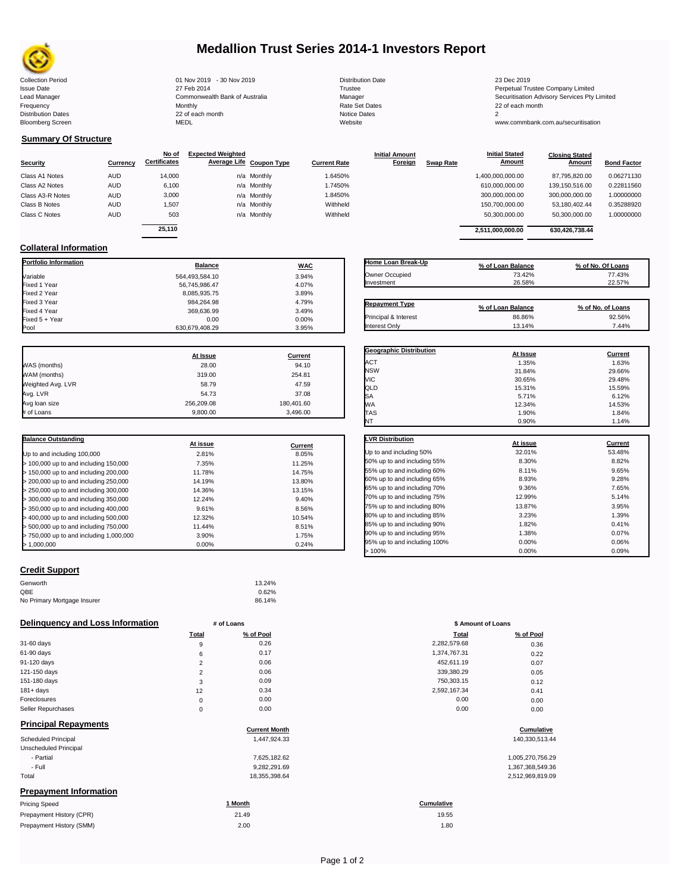# Medallion Trust Series 2014-1 Investors Report

| | | | |
|---|---|---|---|
| Collection Period | 01 Nov 2019 - 30 Nov 2019 | Distribution Date | 23 Dec 2019 |
| Issue Date | 27 Feb 2014 | Trustee | Perpetual Trustee Company Limited |
| Lead Manager | Commonwealth Bank of Australia | Manager | Securitisation Advisory Services Pty Limited |
| Frequency | Monthly | Rate Set Dates | 22 of each month |
| Distribution Dates | 22 of each month | Notice Dates | 2 |
| Bloomberg Screen | MEDL | Website | www.commbank.com.au/securitisation |

## Summary Of Structure

| Security | Currency | No of Certificates | Expected Weighted Average Life | Coupon Type | Current Rate | Initial Amount Foreign | Swap Rate | Initial Stated Amount | Closing Stated Amount | Bond Factor |
|---|---|---|---|---|---|---|---|---|---|---|
| Class A1 Notes | AUD | 14,000 | n/a | Monthly | 1.6450% | | | 1,400,000,000.00 | 87,795,820.00 | 0.06271130 |
| Class A2 Notes | AUD | 6,100 | n/a | Monthly | 1.7450% | | | 610,000,000.00 | 139,150,516.00 | 0.22811560 |
| Class A3-R Notes | AUD | 3,000 | n/a | Monthly | 1.8450% | | | 300,000,000.00 | 300,000,000.00 | 1.00000000 |
| Class B Notes | AUD | 1,507 | n/a | Monthly | Withheld | | | 150,700,000.00 | 53,180,402.44 | 0.35288920 |
| Class C Notes | AUD | 503 | n/a | Monthly | Withheld | | | 50,300,000.00 | 50,300,000.00 | 1.00000000 |
| | | 25,110 | | | | | | 2,511,000,000.00 | 630,426,738.44 | |

## Collateral Information

| Portfolio Information | Balance | WAC |
|---|---|---|
| Variable | 564,493,584.10 | 3.94% |
| Fixed 1 Year | 56,745,986.47 | 4.07% |
| Fixed 2 Year | 8,085,935.75 | 3.89% |
| Fixed 3 Year | 984,264.98 | 4.79% |
| Fixed 4 Year | 369,636.99 | 3.49% |
| Fixed 5 + Year | 0.00 | 0.00% |
| Pool | 630,679,408.29 | 3.95% |

| Home Loan Break-Up | % of Loan Balance | % of No. Of Loans |
|---|---|---|
| Owner Occupied | 73.42% | 77.43% |
| Investment | 26.58% | 22.57% |

| Repayment Type | % of Loan Balance | % of No. of Loans |
|---|---|---|
| Principal & Interest | 86.86% | 92.56% |
| Interest Only | 13.14% | 7.44% |

| | At Issue | Current |
|---|---|---|
| WAS (months) | 28.00 | 94.10 |
| WAM (months) | 319.00 | 254.81 |
| Weighted Avg. LVR | 58.79 | 47.59 |
| Avg. LVR | 54.73 | 37.08 |
| Avg loan size | 256,209.08 | 180,401.60 |
| # of Loans | 9,800.00 | 3,496.00 |

| Geographic Distribution | At Issue | Current |
|---|---|---|
| ACT | 1.35% | 1.63% |
| NSW | 31.84% | 29.66% |
| VIC | 30.65% | 29.48% |
| QLD | 15.31% | 15.59% |
| SA | 5.71% | 6.12% |
| WA | 12.34% | 14.53% |
| TAS | 1.90% | 1.84% |
| NT | 0.90% | 1.14% |

| Balance Outstanding | At issue | Current |
|---|---|---|
| Up to and including 100,000 | 2.81% | 8.05% |
| > 100,000 up to and including 150,000 | 7.35% | 11.25% |
| > 150,000 up to and including 200,000 | 11.78% | 14.75% |
| > 200,000 up to and including 250,000 | 14.19% | 13.80% |
| > 250,000 up to and including 300,000 | 14.36% | 13.15% |
| > 300,000 up to and including 350,000 | 12.24% | 9.40% |
| > 350,000 up to and including 400,000 | 9.61% | 8.56% |
| > 400,000 up to and including 500,000 | 12.32% | 10.54% |
| > 500,000 up to and including 750,000 | 11.44% | 8.51% |
| > 750,000 up to and including 1,000,000 | 3.90% | 1.75% |
| > 1,000,000 | 0.00% | 0.24% |

| LVR Distribution | At issue | Current |
|---|---|---|
| Up to and including 50% | 32.01% | 53.48% |
| 50% up to and including 55% | 8.30% | 8.82% |
| 55% up to and including 60% | 8.11% | 9.65% |
| 60% up to and including 65% | 8.93% | 9.28% |
| 65% up to and including 70% | 9.36% | 7.65% |
| 70% up to and including 75% | 12.99% | 5.14% |
| 75% up to and including 80% | 13.87% | 3.95% |
| 80% up to and including 85% | 3.23% | 1.39% |
| 85% up to and including 90% | 1.82% | 0.41% |
| 90% up to and including 95% | 1.38% | 0.07% |
| 95% up to and including 100% | 0.00% | 0.06% |
| > 100% | 0.00% | 0.09% |

## Credit Support

| | |
|---|---|
| Genworth | 13.24% |
| QBE | 0.62% |
| No Primary Mortgage Insurer | 86.14% |

## Delinquency and Loss Information

| | # of Loans Total | # of Loans % of Pool | \$ Amount of Loans Total | \$ Amount of Loans % of Pool |
|---|---|---|---|---|
| 31-60 days | 9 | 0.26 | 2,282,579.68 | 0.36 |
| 61-90 days | 6 | 0.17 | 1,374,767.31 | 0.22 |
| 91-120 days | 2 | 0.06 | 452,611.19 | 0.07 |
| 121-150 days | 2 | 0.06 | 339,380.29 | 0.05 |
| 151-180 days | 3 | 0.09 | 750,303.15 | 0.12 |
| 181+ days | 12 | 0.34 | 2,592,167.34 | 0.41 |
| Foreclosures | 0 | 0.00 | 0.00 | 0.00 |
| Seller Repurchases | 0 | 0.00 | 0.00 | 0.00 |

## Principal Repayments

| | Current Month | Cumulative |
|---|---|---|
| Scheduled Principal | 1,447,924.33 | 140,330,513.44 |
| Unscheduled Principal | | |
| - Partial | 7,625,182.62 | 1,005,270,756.29 |
| - Full | 9,282,291.69 | 1,367,368,549.36 |
| Total | 18,355,398.64 | 2,512,969,819.09 |

## Prepayment Information

| Pricing Speed | 1 Month | Cumulative |
|---|---|---|
| Prepayment History (CPR) | 21.49 | 19.55 |
| Prepayment History (SMM) | 2.00 | 1.80 |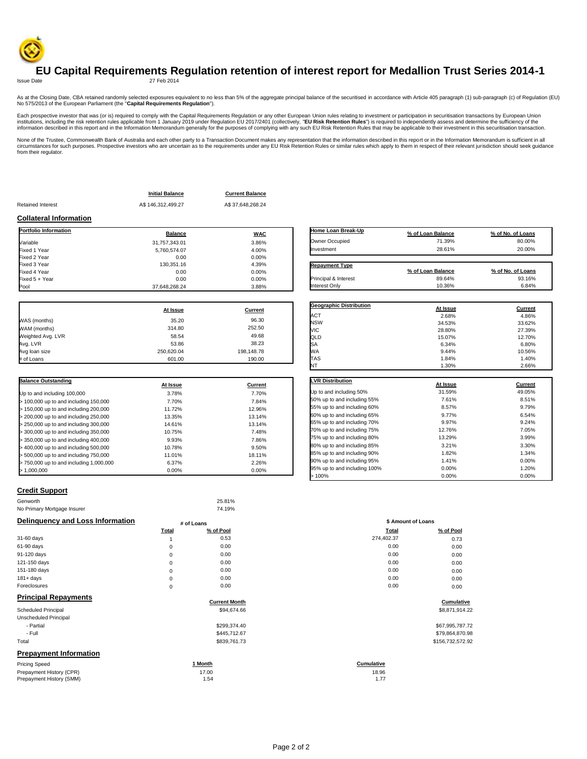# EU Capital Requirements Regulation retention of interest report for Medallion Trust Series 2014-1

Issue Date 27 Feb 2014

As at the Closing Date, CBA retained randomly selected exposures equivalent to no less than 5% of the aggregate principal balance of the securitised in accordance with Article 405 paragraph (1) sub-paragraph (c) of Regulation (EU) No 575/2013 of the European Parliament (the "**Capital Requirements Regulation**").

Each prospective investor that was (or is) required to comply with the Capital Requirements Regulation or any other European Union rules relating to investment or participation in securitisation transactions by European Union institutions, including the risk retention rules applicable from 1 January 2019 under Regulation EU 2017/2401 (collectively, "**EU Risk Retention Rules**") is required to independently assess and determine the sufficiency of the information described in this report and in the Information Memorandum generally for the purposes of complying with any such EU Risk Retention Rules that may be applicable to their investment in this securitisation transaction.

None of the Trustee, Commonwealth Bank of Australia and each other party to a Transaction Document makes any representation that the information described in this report or in the Information Memorandum is sufficient in all circumstances for such purposes. Prospective investors who are uncertain as to the requirements under any EU Risk Retention Rules or similar rules which apply to them in respect of their relevant jurisdiction should seek guidance from their regulator.

| | Initial Balance | Current Balance |
|---|---|---|
| Retained Interest | A$ 146,312,499.27 | A$ 37,648,268.24 |

## Collateral Information

| Portfolio Information | Balance | WAC |
|---|---|---|
| Variable | 31,757,343.01 | 3.86% |
| Fixed 1 Year | 5,760,574.07 | 4.00% |
| Fixed 2 Year | 0.00 | 0.00% |
| Fixed 3 Year | 130,351.16 | 4.39% |
| Fixed 4 Year | 0.00 | 0.00% |
| Fixed 5 + Year | 0.00 | 0.00% |
| Pool | 37,648,268.24 | 3.88% |

| Home Loan Break-Up | % of Loan Balance | % of No. of Loans |
|---|---|---|
| Owner Occupied | 71.39% | 80.00% |
| Investment | 28.61% | 20.00% |

| Repayment Type | % of Loan Balance | % of No. of Loans |
|---|---|---|
| Principal & Interest | 89.64% | 93.16% |
| Interest Only | 10.36% | 6.84% |

| | At Issue | Current |
|---|---|---|
| WAS (months) | 35.20 | 96.30 |
| WAM (months) | 314.80 | 252.50 |
| Weighted Avg. LVR | 58.54 | 49.68 |
| Avg. LVR | 53.86 | 38.23 |
| Avg loan size | 250,620.04 | 198,148.78 |
| # of Loans | 601.00 | 190.00 |

| Geographic Distribution | At Issue | Current |
|---|---|---|
| ACT | 2.68% | 4.86% |
| NSW | 34.53% | 33.62% |
| VIC | 28.80% | 27.39% |
| QLD | 15.07% | 12.70% |
| SA | 6.34% | 6.80% |
| WA | 9.44% | 10.56% |
| TAS | 1.84% | 1.40% |
| NT | 1.30% | 2.66% |

| Balance Outstanding | At Issue | Current |
|---|---|---|
| Up to and including 100,000 | 3.78% | 7.70% |
| > 100,000 up to and including 150,000 | 7.70% | 7.84% |
| > 150,000 up to and including 200,000 | 11.72% | 12.96% |
| > 200,000 up to and including 250,000 | 13.35% | 13.14% |
| > 250,000 up to and including 300,000 | 14.61% | 13.14% |
| > 300,000 up to and including 350,000 | 10.75% | 7.48% |
| > 350,000 up to and including 400,000 | 9.93% | 7.86% |
| > 400,000 up to and including 500,000 | 10.78% | 9.50% |
| > 500,000 up to and including 750,000 | 11.01% | 18.11% |
| > 750,000 up to and including 1,000,000 | 6.37% | 2.26% |
| > 1,000,000 | 0.00% | 0.00% |

| LVR Distribution | At Issue | Current |
|---|---|---|
| Up to and including 50% | 31.59% | 49.05% |
| 50% up to and including 55% | 7.61% | 8.51% |
| 55% up to and including 60% | 8.57% | 9.79% |
| 60% up to and including 65% | 9.77% | 6.54% |
| 65% up to and including 70% | 9.97% | 9.24% |
| 70% up to and including 75% | 12.76% | 7.05% |
| 75% up to and including 80% | 13.29% | 3.99% |
| 80% up to and including 85% | 3.21% | 3.30% |
| 85% up to and including 90% | 1.82% | 1.34% |
| 90% up to and including 95% | 1.41% | 0.00% |
| 95% up to and including 100% | 0.00% | 1.20% |
| > 100% | 0.00% | 0.00% |

## Credit Support

| | |
|---|---|
| Genworth | 25.81% |
| No Primary Mortgage Insurer | 74.19% |

## Delinquency and Loss Information

| | # of Loans | | $ Amount of Loans | |
|---|---|---|---|---|
| | Total | % of Pool | Total | % of Pool |
| 31-60 days | 1 | 0.53 | 274,402.37 | 0.73 |
| 61-90 days | 0 | 0.00 | 0.00 | 0.00 |
| 91-120 days | 0 | 0.00 | 0.00 | 0.00 |
| 121-150 days | 0 | 0.00 | 0.00 | 0.00 |
| 151-180 days | 0 | 0.00 | 0.00 | 0.00 |
| 181+ days | 0 | 0.00 | 0.00 | 0.00 |
| Foreclosures | 0 | 0.00 | 0.00 | 0.00 |

## Principal Repayments

| | Current Month | Cumulative |
|---|---|---|
| Scheduled Principal | $94,674.66 | $8,871,914.22 |
| Unscheduled Principal | | |
| - Partial | $299,374.40 | $67,995,787.72 |
| - Full | $445,712.67 | $79,864,870.98 |
| Total | $839,761.73 | $156,732,572.92 |

## Prepayment Information

| Pricing Speed | 1 Month | Cumulative |
|---|---|---|
| Prepayment History (CPR) | 17.00 | 18.96 |
| Prepayment History (SMM) | 1.54 | 1.77 |